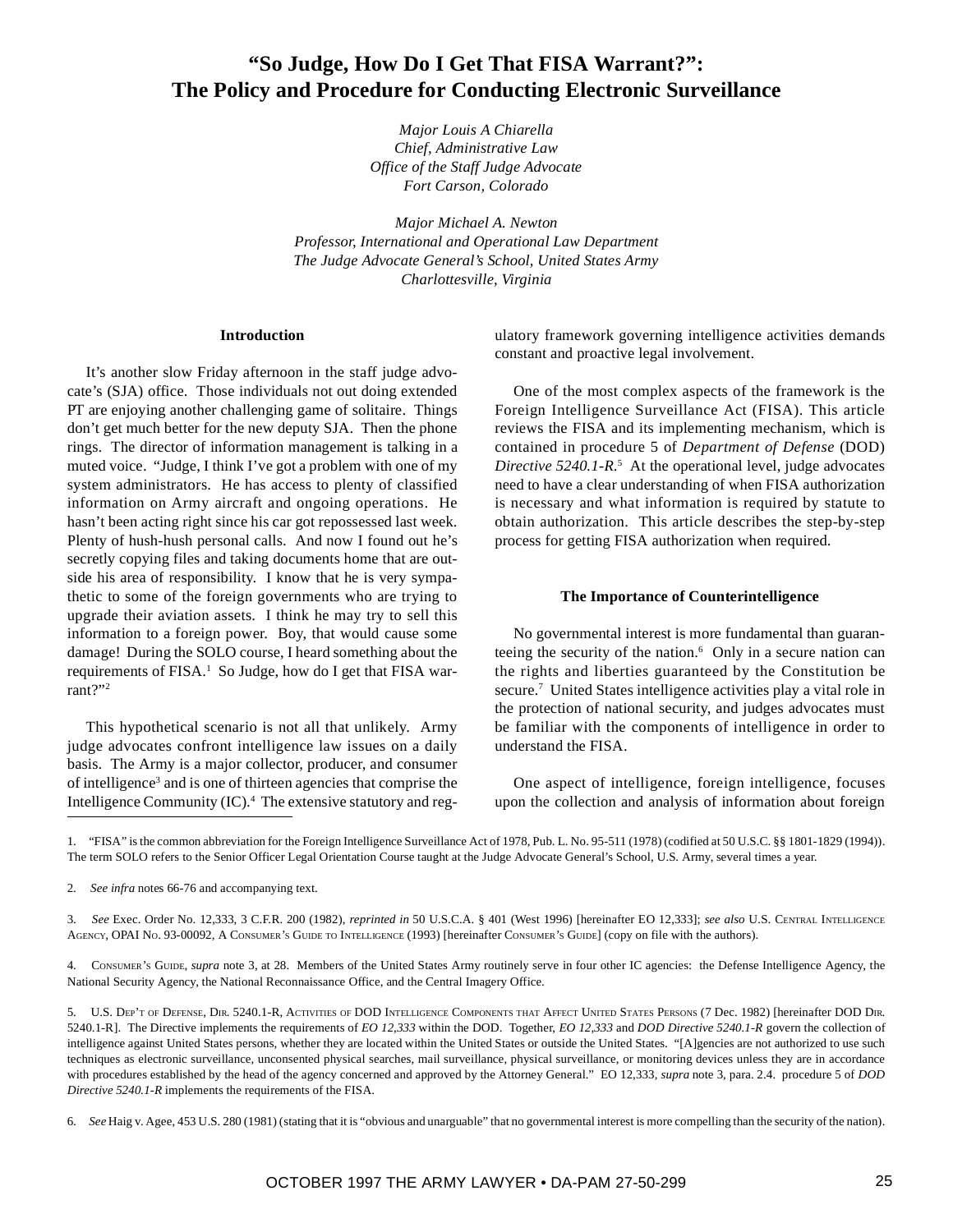# "So Judge, How Do I Get That FISA Warrant?": The Policy and Procedure for Conducting Electronic Surveillance

*Major Louis A Chiarella*
*Chief, Administrative Law*
*Office of the Staff Judge Advocate*
*Fort Carson, Colorado*

*Major Michael A. Newton*
*Professor, International and Operational Law Department*
*The Judge Advocate General's School, United States Army*
*Charlottesville, Virginia*

## Introduction

It's another slow Friday afternoon in the staff judge advocate's (SJA) office. Those individuals not out doing extended PT are enjoying another challenging game of solitaire. Things don't get much better for the new deputy SJA. Then the phone rings. The director of information management is talking in a muted voice. "Judge, I think I've got a problem with one of my system administrators. He has access to plenty of classified information on Army aircraft and ongoing operations. He hasn't been acting right since his car got repossessed last week. Plenty of hush-hush personal calls. And now I found out he's secretly copying files and taking documents home that are outside his area of responsibility. I know that he is very sympathetic to some of the foreign governments who are trying to upgrade their aviation assets. I think he may try to sell this information to a foreign power. Boy, that would cause some damage! During the SOLO course, I heard something about the requirements of FISA.[1] So Judge, how do I get that FISA warrant?"[2]

This hypothetical scenario is not all that unlikely. Army judge advocates confront intelligence law issues on a daily basis. The Army is a major collector, producer, and consumer of intelligence[3] and is one of thirteen agencies that comprise the Intelligence Community (IC).[4] The extensive statutory and regulatory framework governing intelligence activities demands constant and proactive legal involvement.

One of the most complex aspects of the framework is the Foreign Intelligence Surveillance Act (FISA). This article reviews the FISA and its implementing mechanism, which is contained in procedure 5 of *Department of Defense* (DOD) *Directive 5240.1-R*.[5] At the operational level, judge advocates need to have a clear understanding of when FISA authorization is necessary and what information is required by statute to obtain authorization. This article describes the step-by-step process for getting FISA authorization when required.

## The Importance of Counterintelligence

No governmental interest is more fundamental than guaranteeing the security of the nation.[6] Only in a secure nation can the rights and liberties guaranteed by the Constitution be secure.[7] United States intelligence activities play a vital role in the protection of national security, and judges advocates must be familiar with the components of intelligence in order to understand the FISA.

One aspect of intelligence, foreign intelligence, focuses upon the collection and analysis of information about foreign

---

1. "FISA" is the common abbreviation for the Foreign Intelligence Surveillance Act of 1978, Pub. L. No. 95-511 (1978) (codified at 50 U.S.C. §§ 1801-1829 (1994)). The term SOLO refers to the Senior Officer Legal Orientation Course taught at the Judge Advocate General's School, U.S. Army, several times a year.

2. *See infra* notes 66-76 and accompanying text.

3. *See* Exec. Order No. 12,333, 3 C.F.R. 200 (1982), *reprinted in* 50 U.S.C.A. § 401 (West 1996) [hereinafter EO 12,333]; *see also* U.S. Central Intelligence Agency, OPAI No. 93-00092, A Consumer's Guide to Intelligence (1993) [hereinafter Consumer's Guide] (copy on file with the authors).

4. Consumer's Guide, *supra* note 3, at 28. Members of the United States Army routinely serve in four other IC agencies: the Defense Intelligence Agency, the National Security Agency, the National Reconnaissance Office, and the Central Imagery Office.

5. U.S. Dep't of Defense, Dir. 5240.1-R, Activities of DOD Intelligence Components that Affect United States Persons (7 Dec. 1982) [hereinafter DOD Dir. 5240.1-R]. The Directive implements the requirements of *EO 12,333* within the DOD. Together, *EO 12,333* and *DOD Directive 5240.1-R* govern the collection of intelligence against United States persons, whether they are located within the United States or outside the United States. "[A]gencies are not authorized to use such techniques as electronic surveillance, unconsented physical searches, mail surveillance, physical surveillance, or monitoring devices unless they are in accordance with procedures established by the head of the agency concerned and approved by the Attorney General." EO 12,333, *supra* note 3, para. 2.4. procedure 5 of *DOD Directive 5240.1-R* implements the requirements of the FISA.

6. *See* Haig v. Agee, 453 U.S. 280 (1981) (stating that it is "obvious and unarguable" that no governmental interest is more compelling than the security of the nation).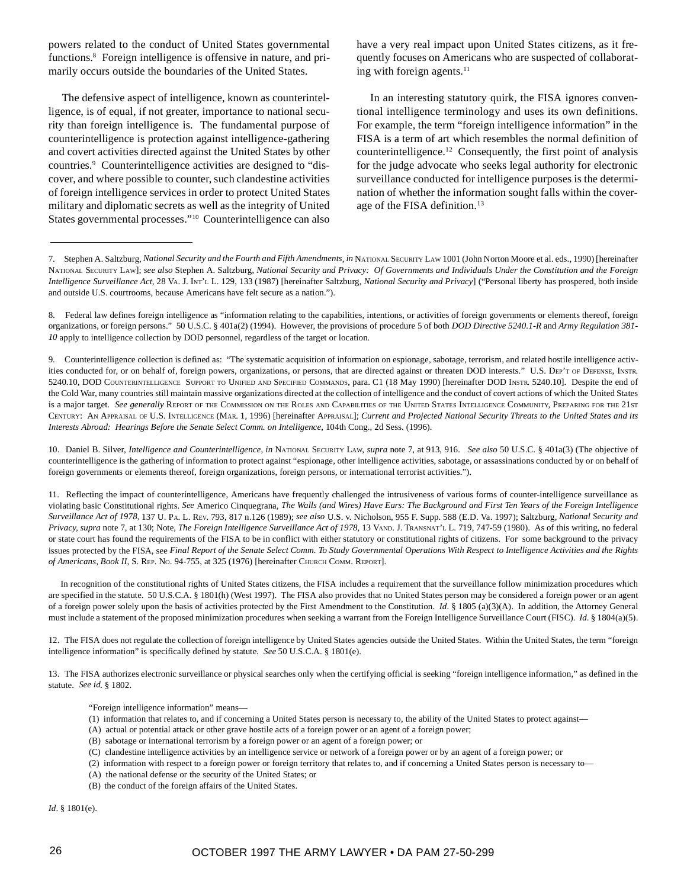powers related to the conduct of United States governmental functions.[8] Foreign intelligence is offensive in nature, and primarily occurs outside the boundaries of the United States.

The defensive aspect of intelligence, known as counterintelligence, is of equal, if not greater, importance to national security than foreign intelligence is. The fundamental purpose of counterintelligence is protection against intelligence-gathering and covert activities directed against the United States by other countries.[9] Counterintelligence activities are designed to "discover, and where possible to counter, such clandestine activities of foreign intelligence services in order to protect United States military and diplomatic secrets as well as the integrity of United States governmental processes."[10] Counterintelligence can also have a very real impact upon United States citizens, as it frequently focuses on Americans who are suspected of collaborating with foreign agents.[11]

In an interesting statutory quirk, the FISA ignores conventional intelligence terminology and uses its own definitions. For example, the term "foreign intelligence information" in the FISA is a term of art which resembles the normal definition of counterintelligence.[12] Consequently, the first point of analysis for the judge advocate who seeks legal authority for electronic surveillance conducted for intelligence purposes is the determination of whether the information sought falls within the coverage of the FISA definition.[13]

---

7. Stephen A. Saltzburg, *National Security and the Fourth and Fifth Amendments*, *in* NATIONAL SECURITY LAW 1001 (John Norton Moore et al. eds., 1990) [hereinafter NATIONAL SECURITY LAW]; *see also* Stephen A. Saltzburg, *National Security and Privacy: Of Governments and Individuals Under the Constitution and the Foreign Intelligence Surveillance Act*, 28 VA. J. INT'L L. 129, 133 (1987) [hereinafter Saltzburg, *National Security and Privacy*] ("Personal liberty has prospered, both inside and outside U.S. courtrooms, because Americans have felt secure as a nation.").

8. Federal law defines foreign intelligence as "information relating to the capabilities, intentions, or activities of foreign governments or elements thereof, foreign organizations, or foreign persons." 50 U.S.C. § 401a(2) (1994). However, the provisions of procedure 5 of both *DOD Directive 5240.1-R* and *Army Regulation 381-10* apply to intelligence collection by DOD personnel, regardless of the target or location.

9. Counterintelligence collection is defined as: "The systematic acquisition of information on espionage, sabotage, terrorism, and related hostile intelligence activities conducted for, or on behalf of, foreign powers, organizations, or persons, that are directed against or threaten DOD interests." U.S. DEP'T OF DEFENSE, INSTR. 5240.10, DOD COUNTERINTELLIGENCE SUPPORT TO UNIFIED AND SPECIFIED COMMANDS, para. C1 (18 May 1990) [hereinafter DOD INSTR. 5240.10]. Despite the end of the Cold War, many countries still maintain massive organizations directed at the collection of intelligence and the conduct of covert actions of which the United States is a major target. *See generally* REPORT OF THE COMMISSION ON THE ROLES AND CAPABILITIES OF THE UNITED STATES INTELLIGENCE COMMUNITY, PREPARING FOR THE 21ST CENTURY: AN APPRAISAL OF U.S. INTELLIGENCE (MAR. 1, 1996) [hereinafter APPRAISAL]; *Current and Projected National Security Threats to the United States and its Interests Abroad: Hearings Before the Senate Select Comm. on Intelligence*, 104th Cong., 2d Sess. (1996).

10. Daniel B. Silver, *Intelligence and Counterintelligence*, *in* NATIONAL SECURITY LAW, *supra* note 7, at 913, 916. *See also* 50 U.S.C. § 401a(3) (The objective of counterintelligence is the gathering of information to protect against "espionage, other intelligence activities, sabotage, or assassinations conducted by or on behalf of foreign governments or elements thereof, foreign organizations, foreign persons, or international terrorist activities.").

11. Reflecting the impact of counterintelligence, Americans have frequently challenged the intrusiveness of various forms of counter-intelligence surveillance as violating basic Constitutional rights. *See* Americo Cinquegrana, *The Walls (and Wires) Have Ears: The Background and First Ten Years of the Foreign Intelligence Surveillance Act of 1978*, 137 U. PA. L. REV. 793, 817 n.126 (1989); *see also* U.S. v. Nicholson, 955 F. Supp. 588 (E.D. Va. 1997); Saltzburg, *National Security and Privacy*, *supra* note 7, at 130; Note, *The Foreign Intelligence Surveillance Act of 1978*, 13 VAND. J. TRANSNAT'L L. 719, 747-59 (1980). As of this writing, no federal or state court has found the requirements of the FISA to be in conflict with either statutory or constitutional rights of citizens. For some background to the privacy issues protected by the FISA, see *Final Report of the Senate Select Comm. To Study Governmental Operations With Respect to Intelligence Activities and the Rights of Americans, Book II*, S. REP. NO. 94-755, at 325 (1976) [hereinafter CHURCH COMM. REPORT].

In recognition of the constitutional rights of United States citizens, the FISA includes a requirement that the surveillance follow minimization procedures which are specified in the statute. 50 U.S.C.A. § 1801(h) (West 1997). The FISA also provides that no United States person may be considered a foreign power or an agent of a foreign power solely upon the basis of activities protected by the First Amendment to the Constitution. *Id*. § 1805 (a)(3)(A). In addition, the Attorney General must include a statement of the proposed minimization procedures when seeking a warrant from the Foreign Intelligence Surveillance Court (FISC). *Id*. § 1804(a)(5).

12. The FISA does not regulate the collection of foreign intelligence by United States agencies outside the United States. Within the United States, the term "foreign intelligence information" is specifically defined by statute. *See* 50 U.S.C.A. § 1801(e).

13. The FISA authorizes electronic surveillance or physical searches only when the certifying official is seeking "foreign intelligence information," as defined in the statute. *See id.* § 1802.

> "Foreign intelligence information" means—
> (1) information that relates to, and if concerning a United States person is necessary to, the ability of the United States to protect against—
> (A) actual or potential attack or other grave hostile acts of a foreign power or an agent of a foreign power;
> (B) sabotage or international terrorism by a foreign power or an agent of a foreign power; or
> (C) clandestine intelligence activities by an intelligence service or network of a foreign power or by an agent of a foreign power; or
> (2) information with respect to a foreign power or foreign territory that relates to, and if concerning a United States person is necessary to—
> (A) the national defense or the security of the United States; or
> (B) the conduct of the foreign affairs of the United States.

*Id*. § 1801(e).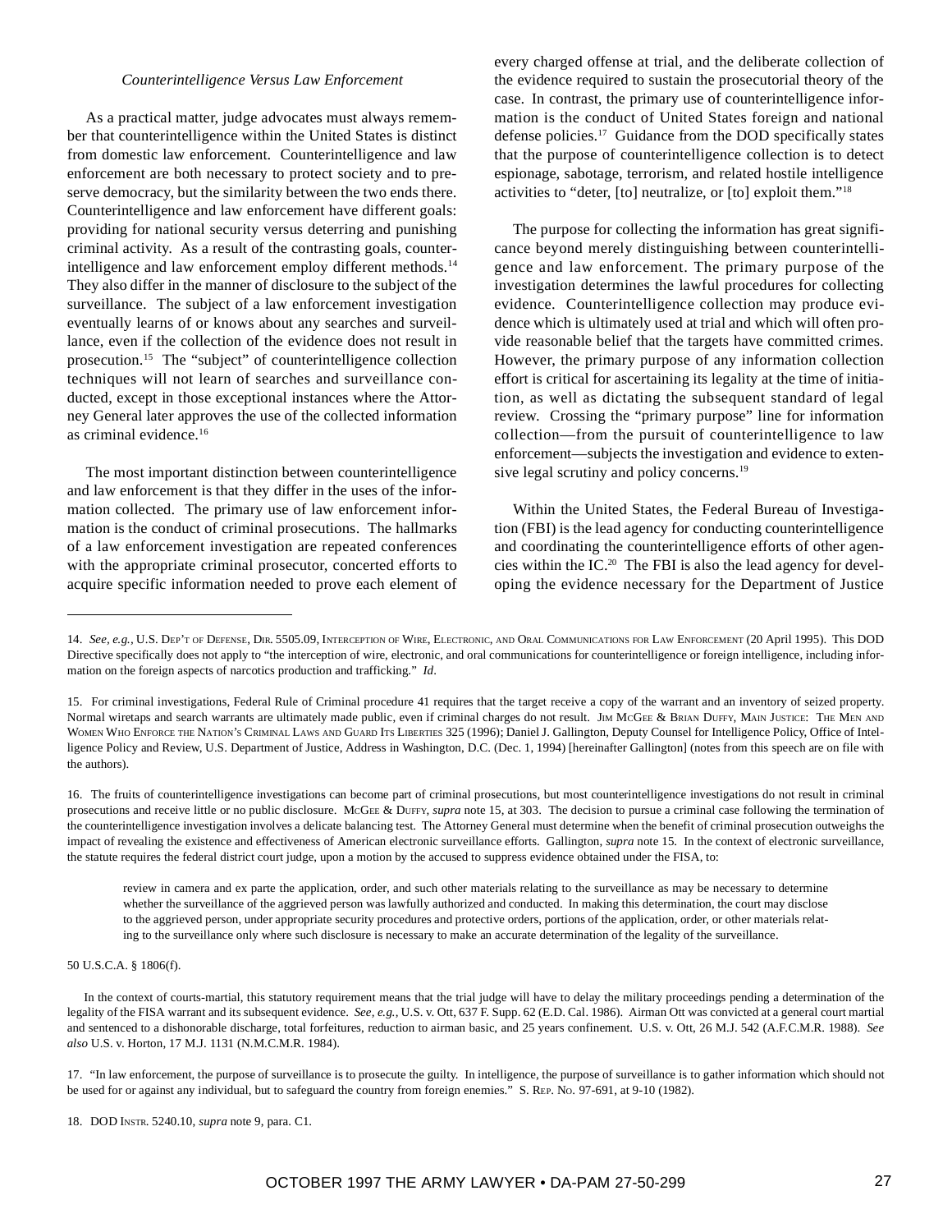*Counterintelligence Versus Law Enforcement*

As a practical matter, judge advocates must always remember that counterintelligence within the United States is distinct from domestic law enforcement. Counterintelligence and law enforcement are both necessary to protect society and to preserve democracy, but the similarity between the two ends there. Counterintelligence and law enforcement have different goals: providing for national security versus deterring and punishing criminal activity. As a result of the contrasting goals, counterintelligence and law enforcement employ different methods.[14] They also differ in the manner of disclosure to the subject of the surveillance. The subject of a law enforcement investigation eventually learns of or knows about any searches and surveillance, even if the collection of the evidence does not result in prosecution.[15] The "subject" of counterintelligence collection techniques will not learn of searches and surveillance conducted, except in those exceptional instances where the Attorney General later approves the use of the collected information as criminal evidence.[16]

The most important distinction between counterintelligence and law enforcement is that they differ in the uses of the information collected. The primary use of law enforcement information is the conduct of criminal prosecutions. The hallmarks of a law enforcement investigation are repeated conferences with the appropriate criminal prosecutor, concerted efforts to acquire specific information needed to prove each element of every charged offense at trial, and the deliberate collection of the evidence required to sustain the prosecutorial theory of the case. In contrast, the primary use of counterintelligence information is the conduct of United States foreign and national defense policies.[17] Guidance from the DOD specifically states that the purpose of counterintelligence collection is to detect espionage, sabotage, terrorism, and related hostile intelligence activities to "deter, [to] neutralize, or [to] exploit them."[18]

The purpose for collecting the information has great significance beyond merely distinguishing between counterintelligence and law enforcement. The primary purpose of the investigation determines the lawful procedures for collecting evidence. Counterintelligence collection may produce evidence which is ultimately used at trial and which will often provide reasonable belief that the targets have committed crimes. However, the primary purpose of any information collection effort is critical for ascertaining its legality at the time of initiation, as well as dictating the subsequent standard of legal review. Crossing the "primary purpose" line for information collection—from the pursuit of counterintelligence to law enforcement—subjects the investigation and evidence to extensive legal scrutiny and policy concerns.[19]

Within the United States, the Federal Bureau of Investigation (FBI) is the lead agency for conducting counterintelligence and coordinating the counterintelligence efforts of other agencies within the IC.[20] The FBI is also the lead agency for developing the evidence necessary for the Department of Justice

---

14. *See, e.g.*, U.S. Dep't of Defense, Dir. 5505.09, Interception of Wire, Electronic, and Oral Communications for Law Enforcement (20 April 1995). This DOD Directive specifically does not apply to "the interception of wire, electronic, and oral communications for counterintelligence or foreign intelligence, including information on the foreign aspects of narcotics production and trafficking." *Id*.

15. For criminal investigations, Federal Rule of Criminal procedure 41 requires that the target receive a copy of the warrant and an inventory of seized property. Normal wiretaps and search warrants are ultimately made public, even if criminal charges do not result. Jim McGee & Brian Duffy, Main Justice: The Men and Women Who Enforce the Nation's Criminal Laws and Guard Its Liberties 325 (1996); Daniel J. Gallington, Deputy Counsel for Intelligence Policy, Office of Intelligence Policy and Review, U.S. Department of Justice, Address in Washington, D.C. (Dec. 1, 1994) [hereinafter Gallington] (notes from this speech are on file with the authors).

16. The fruits of counterintelligence investigations can become part of criminal prosecutions, but most counterintelligence investigations do not result in criminal prosecutions and receive little or no public disclosure. McGee & Duffy, *supra* note 15, at 303. The decision to pursue a criminal case following the termination of the counterintelligence investigation involves a delicate balancing test. The Attorney General must determine when the benefit of criminal prosecution outweighs the impact of revealing the existence and effectiveness of American electronic surveillance efforts. Gallington, *supra* note 15. In the context of electronic surveillance, the statute requires the federal district court judge, upon a motion by the accused to suppress evidence obtained under the FISA, to:

> review in camera and ex parte the application, order, and such other materials relating to the surveillance as may be necessary to determine whether the surveillance of the aggrieved person was lawfully authorized and conducted. In making this determination, the court may disclose to the aggrieved person, under appropriate security procedures and protective orders, portions of the application, order, or other materials relating to the surveillance only where such disclosure is necessary to make an accurate determination of the legality of the surveillance.

50 U.S.C.A. § 1806(f).

In the context of courts-martial, this statutory requirement means that the trial judge will have to delay the military proceedings pending a determination of the legality of the FISA warrant and its subsequent evidence. *See, e.g.,* U.S. v. Ott, 637 F. Supp. 62 (E.D. Cal. 1986). Airman Ott was convicted at a general court martial and sentenced to a dishonorable discharge, total forfeitures, reduction to airman basic, and 25 years confinement. U.S. v. Ott, 26 M.J. 542 (A.F.C.M.R. 1988). *See also* U.S. v. Horton, 17 M.J. 1131 (N.M.C.M.R. 1984).

17. "In law enforcement, the purpose of surveillance is to prosecute the guilty. In intelligence, the purpose of surveillance is to gather information which should not be used for or against any individual, but to safeguard the country from foreign enemies." S. Rep. No. 97-691, at 9-10 (1982).

18. DOD Instr. 5240.10, *supra* note 9, para. C1.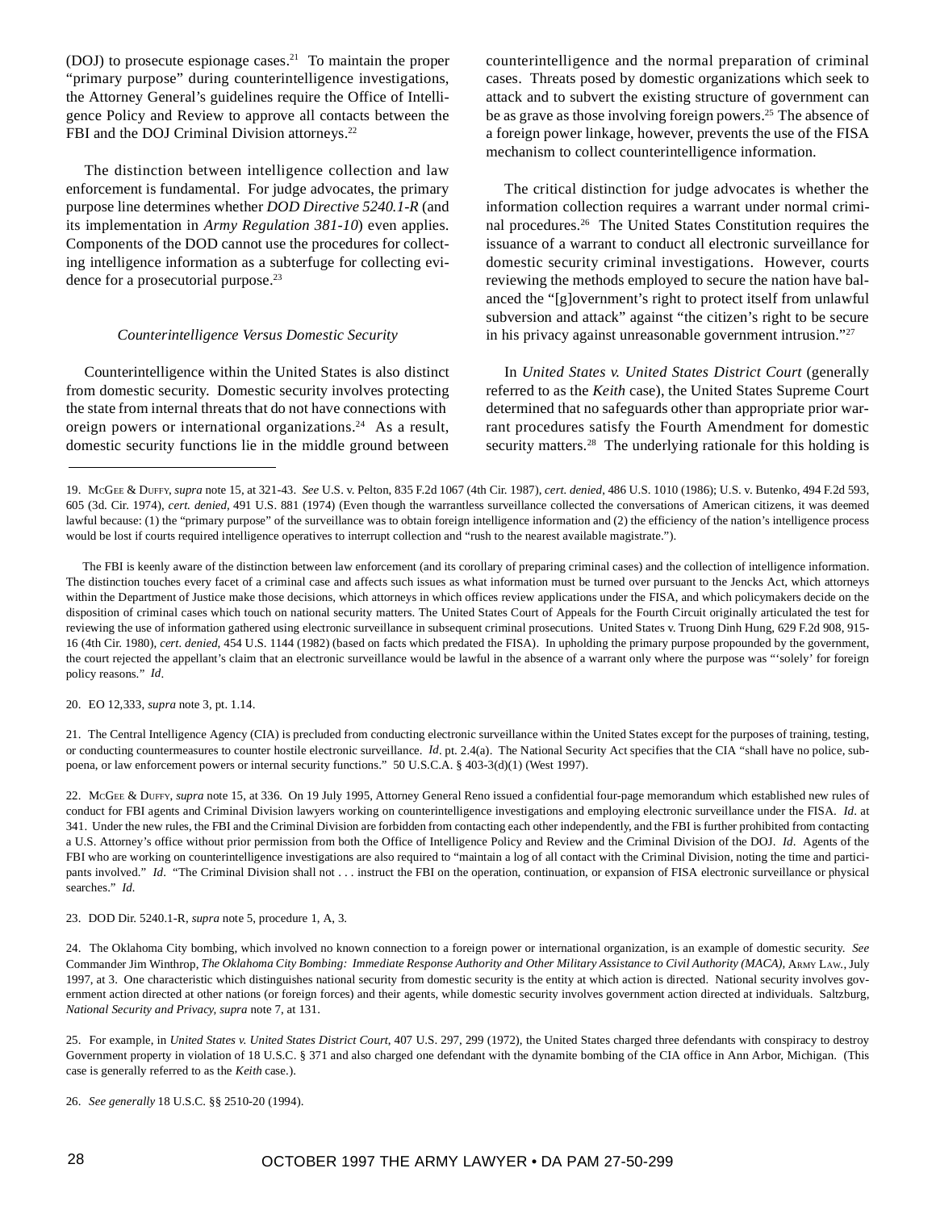(DOJ) to prosecute espionage cases.[21] To maintain the proper "primary purpose" during counterintelligence investigations, the Attorney General's guidelines require the Office of Intelligence Policy and Review to approve all contacts between the FBI and the DOJ Criminal Division attorneys.[22]

The distinction between intelligence collection and law enforcement is fundamental. For judge advocates, the primary purpose line determines whether *DOD Directive 5240.1-R* (and its implementation in *Army Regulation 381-10*) even applies. Components of the DOD cannot use the procedures for collecting intelligence information as a subterfuge for collecting evidence for a prosecutorial purpose.[23]

*Counterintelligence Versus Domestic Security*

Counterintelligence within the United States is also distinct from domestic security. Domestic security involves protecting the state from internal threats that do not have connections with oreign powers or international organizations.[24] As a result, domestic security functions lie in the middle ground between counterintelligence and the normal preparation of criminal cases. Threats posed by domestic organizations which seek to attack and to subvert the existing structure of government can be as grave as those involving foreign powers.[25] The absence of a foreign power linkage, however, prevents the use of the FISA mechanism to collect counterintelligence information.

The critical distinction for judge advocates is whether the information collection requires a warrant under normal criminal procedures.[26] The United States Constitution requires the issuance of a warrant to conduct all electronic surveillance for domestic security criminal investigations. However, courts reviewing the methods employed to secure the nation have balanced the "[g]overnment's right to protect itself from unlawful subversion and attack" against "the citizen's right to be secure in his privacy against unreasonable government intrusion."[27]

In *United States v. United States District Court* (generally referred to as the *Keith* case), the United States Supreme Court determined that no safeguards other than appropriate prior warrant procedures satisfy the Fourth Amendment for domestic security matters.[28] The underlying rationale for this holding is

---

19. McGee & Duffy, *supra* note 15, at 321-43. *See* U.S. v. Pelton, 835 F.2d 1067 (4th Cir. 1987), *cert. denied*, 486 U.S. 1010 (1986); U.S. v. Butenko, 494 F.2d 593, 605 (3d. Cir. 1974), *cert. denied*, 491 U.S. 881 (1974) (Even though the warrantless surveillance collected the conversations of American citizens, it was deemed lawful because: (1) the "primary purpose" of the surveillance was to obtain foreign intelligence information and (2) the efficiency of the nation's intelligence process would be lost if courts required intelligence operatives to interrupt collection and "rush to the nearest available magistrate.").

The FBI is keenly aware of the distinction between law enforcement (and its corollary of preparing criminal cases) and the collection of intelligence information. The distinction touches every facet of a criminal case and affects such issues as what information must be turned over pursuant to the Jencks Act, which attorneys within the Department of Justice make those decisions, which attorneys in which offices review applications under the FISA, and which policymakers decide on the disposition of criminal cases which touch on national security matters. The United States Court of Appeals for the Fourth Circuit originally articulated the test for reviewing the use of information gathered using electronic surveillance in subsequent criminal prosecutions. United States v. Truong Dinh Hung, 629 F.2d 908, 915-16 (4th Cir. 1980), *cert. denied*, 454 U.S. 1144 (1982) (based on facts which predated the FISA). In upholding the primary purpose propounded by the government, the court rejected the appellant's claim that an electronic surveillance would be lawful in the absence of a warrant only where the purpose was "'solely' for foreign policy reasons." *Id*.

20. EO 12,333, *supra* note 3, pt. 1.14.

21. The Central Intelligence Agency (CIA) is precluded from conducting electronic surveillance within the United States except for the purposes of training, testing, or conducting countermeasures to counter hostile electronic surveillance. *Id*. pt. 2.4(a). The National Security Act specifies that the CIA "shall have no police, subpoena, or law enforcement powers or internal security functions." 50 U.S.C.A. § 403-3(d)(1) (West 1997).

22. McGee & Duffy, *supra* note 15, at 336. On 19 July 1995, Attorney General Reno issued a confidential four-page memorandum which established new rules of conduct for FBI agents and Criminal Division lawyers working on counterintelligence investigations and employing electronic surveillance under the FISA. *Id*. at 341. Under the new rules, the FBI and the Criminal Division are forbidden from contacting each other independently, and the FBI is further prohibited from contacting a U.S. Attorney's office without prior permission from both the Office of Intelligence Policy and Review and the Criminal Division of the DOJ. *Id*. Agents of the FBI who are working on counterintelligence investigations are also required to "maintain a log of all contact with the Criminal Division, noting the time and participants involved." *Id*. "The Criminal Division shall not . . . instruct the FBI on the operation, continuation, or expansion of FISA electronic surveillance or physical searches." *Id.*

23. DOD Dir. 5240.1-R, *supra* note 5, procedure 1, A, 3.

24. The Oklahoma City bombing, which involved no known connection to a foreign power or international organization, is an example of domestic security. *See* Commander Jim Winthrop, *The Oklahoma City Bombing: Immediate Response Authority and Other Military Assistance to Civil Authority (MACA)*, Army Law., July 1997, at 3. One characteristic which distinguishes national security from domestic security is the entity at which action is directed. National security involves government action directed at other nations (or foreign forces) and their agents, while domestic security involves government action directed at individuals. Saltzburg, *National Security and Privacy*, *supra* note 7, at 131.

25. For example, in *United States v. United States District Court*, 407 U.S. 297, 299 (1972), the United States charged three defendants with conspiracy to destroy Government property in violation of 18 U.S.C. § 371 and also charged one defendant with the dynamite bombing of the CIA office in Ann Arbor, Michigan. (This case is generally referred to as the *Keith* case.).

26. *See generally* 18 U.S.C. §§ 2510-20 (1994).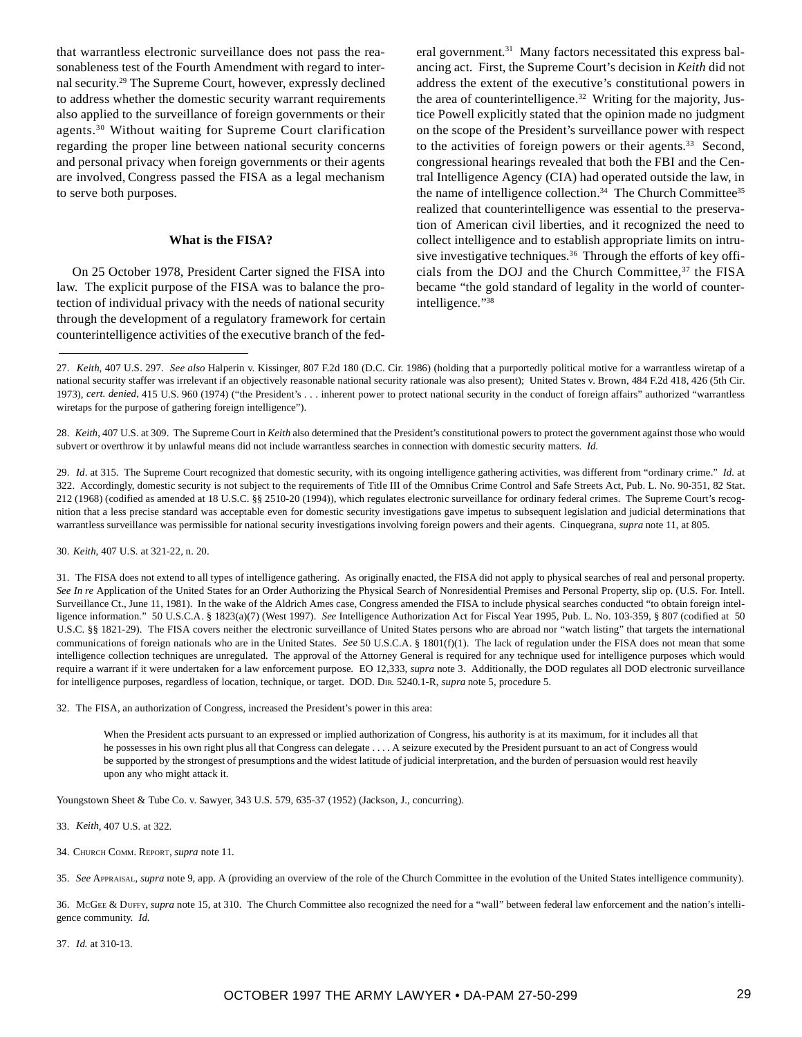that warrantless electronic surveillance does not pass the reasonableness test of the Fourth Amendment with regard to internal security.[29] The Supreme Court, however, expressly declined to address whether the domestic security warrant requirements also applied to the surveillance of foreign governments or their agents.[30] Without waiting for Supreme Court clarification regarding the proper line between national security concerns and personal privacy when foreign governments or their agents are involved, Congress passed the FISA as a legal mechanism to serve both purposes.

### What is the FISA?

On 25 October 1978, President Carter signed the FISA into law. The explicit purpose of the FISA was to balance the protection of individual privacy with the needs of national security through the development of a regulatory framework for certain counterintelligence activities of the executive branch of the federal government.[31] Many factors necessitated this express balancing act. First, the Supreme Court's decision in *Keith* did not address the extent of the executive's constitutional powers in the area of counterintelligence.[32] Writing for the majority, Justice Powell explicitly stated that the opinion made no judgment on the scope of the President's surveillance power with respect to the activities of foreign powers or their agents.[33] Second, congressional hearings revealed that both the FBI and the Central Intelligence Agency (CIA) had operated outside the law, in the name of intelligence collection.[34] The Church Committee[35] realized that counterintelligence was essential to the preservation of American civil liberties, and it recognized the need to collect intelligence and to establish appropriate limits on intrusive investigative techniques.[36] Through the efforts of key officials from the DOJ and the Church Committee,[37] the FISA became "the gold standard of legality in the world of counterintelligence."[38]

---

27. *Keith*, 407 U.S. 297. *See also* Halperin v. Kissinger, 807 F.2d 180 (D.C. Cir. 1986) (holding that a purportedly political motive for a warrantless wiretap of a national security staffer was irrelevant if an objectively reasonable national security rationale was also present); United States v. Brown, 484 F.2d 418, 426 (5th Cir. 1973), *cert. denied*, 415 U.S. 960 (1974) ("the President's . . . inherent power to protect national security in the conduct of foreign affairs" authorized "warrantless wiretaps for the purpose of gathering foreign intelligence").

28. *Keith*, 407 U.S. at 309. The Supreme Court in *Keith* also determined that the President's constitutional powers to protect the government against those who would subvert or overthrow it by unlawful means did not include warrantless searches in connection with domestic security matters. *Id.*

29. *Id*. at 315. The Supreme Court recognized that domestic security, with its ongoing intelligence gathering activities, was different from "ordinary crime." *Id*. at 322. Accordingly, domestic security is not subject to the requirements of Title III of the Omnibus Crime Control and Safe Streets Act, Pub. L. No. 90-351, 82 Stat. 212 (1968) (codified as amended at 18 U.S.C. §§ 2510-20 (1994)), which regulates electronic surveillance for ordinary federal crimes. The Supreme Court's recognition that a less precise standard was acceptable even for domestic security investigations gave impetus to subsequent legislation and judicial determinations that warrantless surveillance was permissible for national security investigations involving foreign powers and their agents. Cinquegrana, *supra* note 11, at 805.

30. *Keith*, 407 U.S. at 321-22, n. 20.

31. The FISA does not extend to all types of intelligence gathering. As originally enacted, the FISA did not apply to physical searches of real and personal property. *See In re* Application of the United States for an Order Authorizing the Physical Search of Nonresidential Premises and Personal Property, slip op. (U.S. For. Intell. Surveillance Ct., June 11, 1981). In the wake of the Aldrich Ames case, Congress amended the FISA to include physical searches conducted "to obtain foreign intelligence information." 50 U.S.C.A. § 1823(a)(7) (West 1997). *See* Intelligence Authorization Act for Fiscal Year 1995, Pub. L. No. 103-359, § 807 (codified at 50 U.S.C. §§ 1821-29). The FISA covers neither the electronic surveillance of United States persons who are abroad nor "watch listing" that targets the international communications of foreign nationals who are in the United States. *See* 50 U.S.C.A. § 1801(f)(1). The lack of regulation under the FISA does not mean that some intelligence collection techniques are unregulated. The approval of the Attorney General is required for any technique used for intelligence purposes which would require a warrant if it were undertaken for a law enforcement purpose. EO 12,333, *supra* note 3. Additionally, the DOD regulates all DOD electronic surveillance for intelligence purposes, regardless of location, technique, or target. DOD. DIR. 5240.1-R, *supra* note 5, procedure 5.

32. The FISA, an authorization of Congress, increased the President's power in this area:

> When the President acts pursuant to an expressed or implied authorization of Congress, his authority is at its maximum, for it includes all that he possesses in his own right plus all that Congress can delegate . . . . A seizure executed by the President pursuant to an act of Congress would be supported by the strongest of presumptions and the widest latitude of judicial interpretation, and the burden of persuasion would rest heavily upon any who might attack it.

Youngstown Sheet & Tube Co. v. Sawyer, 343 U.S. 579, 635-37 (1952) (Jackson, J., concurring).

33. *Keith*, 407 U.S. at 322.

34. CHURCH COMM. REPORT, *supra* note 11.

35. *See* APPRAISAL, *supra* note 9, app. A (providing an overview of the role of the Church Committee in the evolution of the United States intelligence community).

36. MCGEE & DUFFY, *supra* note 15, at 310. The Church Committee also recognized the need for a "wall" between federal law enforcement and the nation's intelligence community. *Id.*

37. *Id.* at 310-13.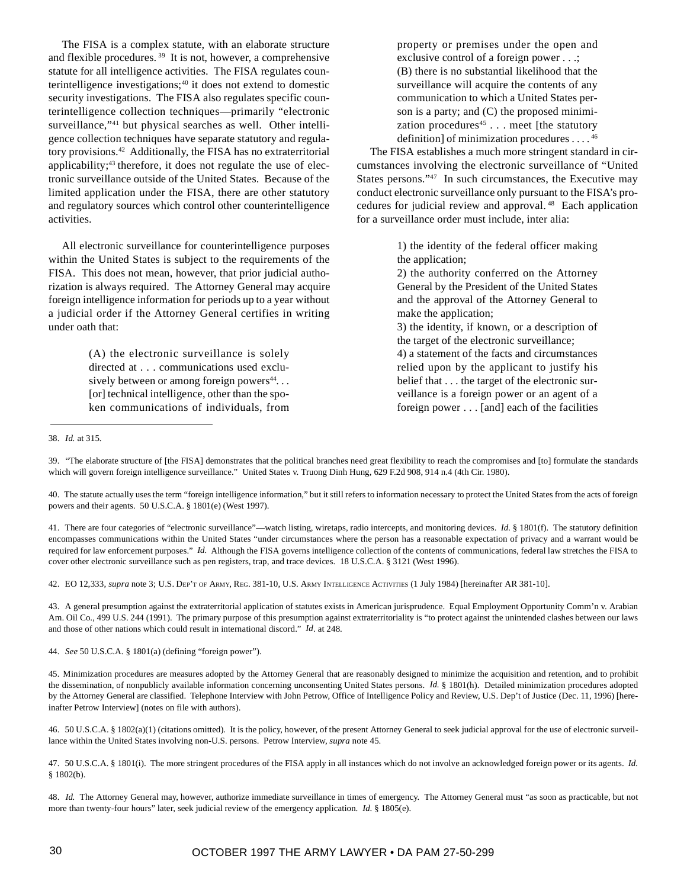The FISA is a complex statute, with an elaborate structure and flexible procedures. [39] It is not, however, a comprehensive statute for all intelligence activities. The FISA regulates counterintelligence investigations;[40] it does not extend to domestic security investigations. The FISA also regulates specific counterintelligence collection techniques—primarily "electronic surveillance,"[41] but physical searches as well. Other intelligence collection techniques have separate statutory and regulatory provisions.[42] Additionally, the FISA has no extraterritorial applicability;[43] therefore, it does not regulate the use of electronic surveillance outside of the United States. Because of the limited application under the FISA, there are other statutory and regulatory sources which control other counterintelligence activities.

All electronic surveillance for counterintelligence purposes within the United States is subject to the requirements of the FISA. This does not mean, however, that prior judicial authorization is always required. The Attorney General may acquire foreign intelligence information for periods up to a year without a judicial order if the Attorney General certifies in writing under oath that:

> (A) the electronic surveillance is solely directed at . . . communications used exclusively between or among foreign powers[44]. . . [or] technical intelligence, other than the spoken communications of individuals, from property or premises under the open and exclusive control of a foreign power . . .; (B) there is no substantial likelihood that the surveillance will acquire the contents of any communication to which a United States person is a party; and (C) the proposed minimization procedures[45] . . . meet [the statutory definition] of minimization procedures . . . . [46]

The FISA establishes a much more stringent standard in circumstances involving the electronic surveillance of "United States persons."[47] In such circumstances, the Executive may conduct electronic surveillance only pursuant to the FISA's procedures for judicial review and approval. [48] Each application for a surveillance order must include, inter alia:

> 1) the identity of the federal officer making the application;
> 2) the authority conferred on the Attorney General by the President of the United States and the approval of the Attorney General to make the application;
> 3) the identity, if known, or a description of the target of the electronic surveillance;
> 4) a statement of the facts and circumstances relied upon by the applicant to justify his belief that . . . the target of the electronic surveillance is a foreign power or an agent of a foreign power . . . [and] each of the facilities

---

38. *Id.* at 315.

39. "The elaborate structure of [the FISA] demonstrates that the political branches need great flexibility to reach the compromises and [to] formulate the standards which will govern foreign intelligence surveillance." United States v. Truong Dinh Hung, 629 F.2d 908, 914 n.4 (4th Cir. 1980).

40. The statute actually uses the term "foreign intelligence information," but it still refers to information necessary to protect the United States from the acts of foreign powers and their agents. 50 U.S.C.A. § 1801(e) (West 1997).

41. There are four categories of "electronic surveillance"—watch listing, wiretaps, radio intercepts, and monitoring devices. *Id.* § 1801(f). The statutory definition encompasses communications within the United States "under circumstances where the person has a reasonable expectation of privacy and a warrant would be required for law enforcement purposes." *Id.* Although the FISA governs intelligence collection of the contents of communications, federal law stretches the FISA to cover other electronic surveillance such as pen registers, trap, and trace devices. 18 U.S.C.A. § 3121 (West 1996).

42. EO 12,333, *supra* note 3; U.S. Dep't of Army, Reg. 381-10, U.S. Army Intelligence Activities (1 July 1984) [hereinafter AR 381-10].

43. A general presumption against the extraterritorial application of statutes exists in American jurisprudence. Equal Employment Opportunity Comm'n v. Arabian Am. Oil Co., 499 U.S. 244 (1991). The primary purpose of this presumption against extraterritoriality is "to protect against the unintended clashes between our laws and those of other nations which could result in international discord." *Id*. at 248.

44. *See* 50 U.S.C.A. § 1801(a) (defining "foreign power").

45. Minimization procedures are measures adopted by the Attorney General that are reasonably designed to minimize the acquisition and retention, and to prohibit the dissemination, of nonpublicly available information concerning unconsenting United States persons. *Id.* § 1801(h). Detailed minimization procedures adopted by the Attorney General are classified. Telephone Interview with John Petrow, Office of Intelligence Policy and Review, U.S. Dep't of Justice (Dec. 11, 1996) [hereinafter Petrow Interview] (notes on file with authors).

46. 50 U.S.C.A. § 1802(a)(1) (citations omitted). It is the policy, however, of the present Attorney General to seek judicial approval for the use of electronic surveillance within the United States involving non-U.S. persons. Petrow Interview, *supra* note 45.

47. 50 U.S.C.A. § 1801(i). The more stringent procedures of the FISA apply in all instances which do not involve an acknowledged foreign power or its agents. *Id.* § 1802(b).

48. *Id.* The Attorney General may, however, authorize immediate surveillance in times of emergency. The Attorney General must "as soon as practicable, but not more than twenty-four hours" later, seek judicial review of the emergency application. *Id.* § 1805(e).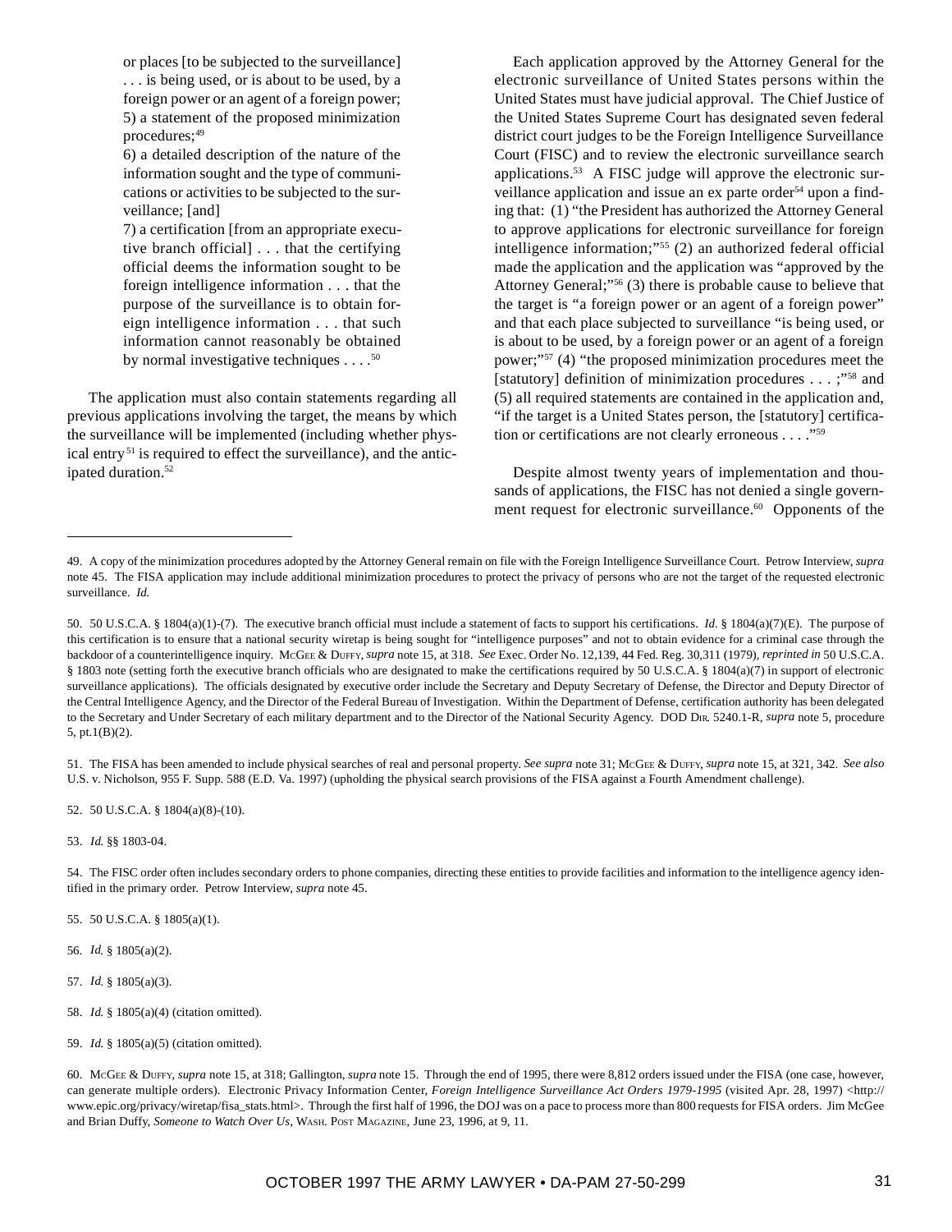> or places [to be subjected to the surveillance] . . . is being used, or is about to be used, by a foreign power or an agent of a foreign power; 5) a statement of the proposed minimization procedures;[49]
>
> 6) a detailed description of the nature of the information sought and the type of communications or activities to be subjected to the surveillance; [and]
>
> 7) a certification [from an appropriate executive branch official] . . . that the certifying official deems the information sought to be foreign intelligence information . . . that the purpose of the surveillance is to obtain foreign intelligence information . . . that such information cannot reasonably be obtained by normal investigative techniques . . . .[50]

The application must also contain statements regarding all previous applications involving the target, the means by which the surveillance will be implemented (including whether physical entry[51] is required to effect the surveillance), and the anticipated duration.[52]

Each application approved by the Attorney General for the electronic surveillance of United States persons within the United States must have judicial approval. The Chief Justice of the United States Supreme Court has designated seven federal district court judges to be the Foreign Intelligence Surveillance Court (FISC) and to review the electronic surveillance search applications.[53] A FISC judge will approve the electronic surveillance application and issue an ex parte order[54] upon a finding that: (1) "the President has authorized the Attorney General to approve applications for electronic surveillance for foreign intelligence information;"[55] (2) an authorized federal official made the application and the application was "approved by the Attorney General;"[56] (3) there is probable cause to believe that the target is "a foreign power or an agent of a foreign power" and that each place subjected to surveillance "is being used, or is about to be used, by a foreign power or an agent of a foreign power;"[57] (4) "the proposed minimization procedures meet the [statutory] definition of minimization procedures . . . ;"[58] and (5) all required statements are contained in the application and, "if the target is a United States person, the [statutory] certification or certifications are not clearly erroneous . . . ."[59]

Despite almost twenty years of implementation and thousands of applications, the FISC has not denied a single government request for electronic surveillance.[60] Opponents of the

---

49. A copy of the minimization procedures adopted by the Attorney General remain on file with the Foreign Intelligence Surveillance Court. Petrow Interview, *supra* note 45. The FISA application may include additional minimization procedures to protect the privacy of persons who are not the target of the requested electronic surveillance. *Id.*

50. 50 U.S.C.A. § 1804(a)(1)-(7). The executive branch official must include a statement of facts to support his certifications. *Id.* § 1804(a)(7)(E). The purpose of this certification is to ensure that a national security wiretap is being sought for "intelligence purposes" and not to obtain evidence for a criminal case through the backdoor of a counterintelligence inquiry. McGee & Duffy, *supra* note 15, at 318. *See* Exec. Order No. 12,139, 44 Fed. Reg. 30,311 (1979), *reprinted in* 50 U.S.C.A. § 1803 note (setting forth the executive branch officials who are designated to make the certifications required by 50 U.S.C.A. § 1804(a)(7) in support of electronic surveillance applications). The officials designated by executive order include the Secretary and Deputy Secretary of Defense, the Director and Deputy Director of the Central Intelligence Agency, and the Director of the Federal Bureau of Investigation. Within the Department of Defense, certification authority has been delegated to the Secretary and Under Secretary of each military department and to the Director of the National Security Agency. DOD Dir. 5240.1-R, *supra* note 5, procedure 5, pt.1(B)(2).

51. The FISA has been amended to include physical searches of real and personal property. *See supra* note 31; McGee & Duffy, *supra* note 15, at 321, 342. *See also* U.S. v. Nicholson, 955 F. Supp. 588 (E.D. Va. 1997) (upholding the physical search provisions of the FISA against a Fourth Amendment challenge).

52. 50 U.S.C.A. § 1804(a)(8)-(10).

53. *Id.* §§ 1803-04.

54. The FISC order often includes secondary orders to phone companies, directing these entities to provide facilities and information to the intelligence agency identified in the primary order. Petrow Interview, *supra* note 45.

55. 50 U.S.C.A. § 1805(a)(1).

56. *Id.* § 1805(a)(2).

57. *Id.* § 1805(a)(3).

58. *Id.* § 1805(a)(4) (citation omitted).

59. *Id.* § 1805(a)(5) (citation omitted).

60. McGee & Duffy, *supra* note 15, at 318; Gallington, *supra* note 15. Through the end of 1995, there were 8,812 orders issued under the FISA (one case, however, can generate multiple orders). Electronic Privacy Information Center, *Foreign Intelligence Surveillance Act Orders 1979-1995* (visited Apr. 28, 1997) <http://www.epic.org/privacy/wiretap/fisa_stats.html>. Through the first half of 1996, the DOJ was on a pace to process more than 800 requests for FISA orders. Jim McGee and Brian Duffy, *Someone to Watch Over Us*, Wash. Post Magazine, June 23, 1996, at 9, 11.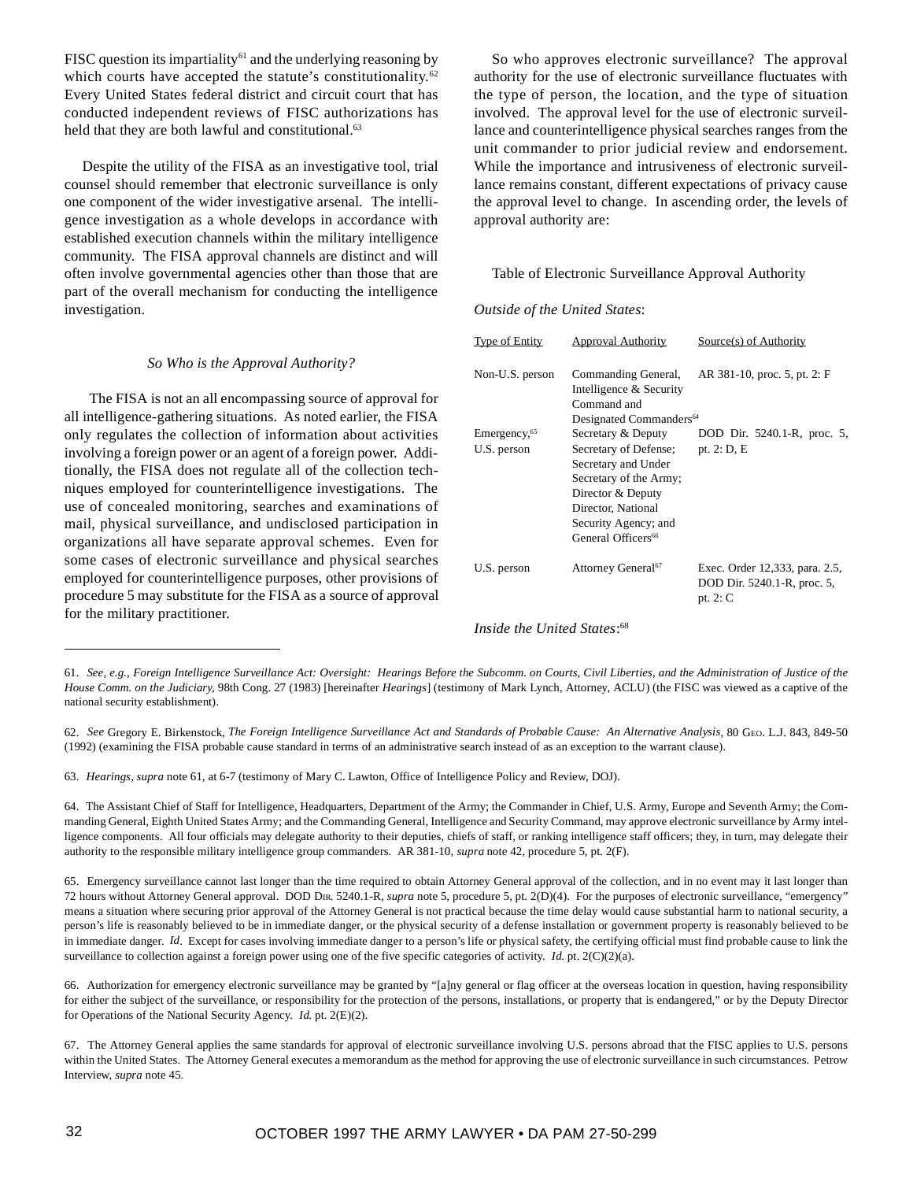FISC question its impartiality[61] and the underlying reasoning by which courts have accepted the statute's constitutionality.[62] Every United States federal district and circuit court that has conducted independent reviews of FISC authorizations has held that they are both lawful and constitutional.[63]

Despite the utility of the FISA as an investigative tool, trial counsel should remember that electronic surveillance is only one component of the wider investigative arsenal. The intelligence investigation as a whole develops in accordance with established execution channels within the military intelligence community. The FISA approval channels are distinct and will often involve governmental agencies other than those that are part of the overall mechanism for conducting the intelligence investigation.

*So Who is the Approval Authority?*

The FISA is not an all encompassing source of approval for all intelligence-gathering situations. As noted earlier, the FISA only regulates the collection of information about activities involving a foreign power or an agent of a foreign power. Additionally, the FISA does not regulate all of the collection techniques employed for counterintelligence investigations. The use of concealed monitoring, searches and examinations of mail, physical surveillance, and undisclosed participation in organizations all have separate approval schemes. Even for some cases of electronic surveillance and physical searches employed for counterintelligence purposes, other provisions of procedure 5 may substitute for the FISA as a source of approval for the military practitioner.

So who approves electronic surveillance? The approval authority for the use of electronic surveillance fluctuates with the type of person, the location, and the type of situation involved. The approval level for the use of electronic surveillance and counterintelligence physical searches ranges from the unit commander to prior judicial review and endorsement. While the importance and intrusiveness of electronic surveillance remains constant, different expectations of privacy cause the approval level to change. In ascending order, the levels of approval authority are:

Table of Electronic Surveillance Approval Authority

*Outside of the United States*:

| Type of Entity | Approval Authority | Source(s) of Authority |
|---|---|---|
| Non-U.S. person | Commanding General, Intelligence & Security Command and Designated Commanders[64] | AR 381-10, proc. 5, pt. 2: F |
| Emergency,[65] U.S. person | Secretary & Deputy Secretary of Defense; Secretary and Under Secretary of the Army; Director & Deputy Director, National Security Agency; and General Officers[66] | DOD Dir. 5240.1-R, proc. 5, pt. 2: D, E |
| U.S. person | Attorney General[67] | Exec. Order 12,333, para. 2.5, DOD Dir. 5240.1-R, proc. 5, pt. 2: C |

*Inside the United States*:[68]

---

61. *See, e.g., Foreign Intelligence Surveillance Act: Oversight: Hearings Before the Subcomm. on Courts, Civil Liberties, and the Administration of Justice of the House Comm. on the Judiciary*, 98th Cong. 27 (1983) [hereinafter *Hearings*] (testimony of Mark Lynch, Attorney, ACLU) (the FISC was viewed as a captive of the national security establishment).

62. *See* Gregory E. Birkenstock, *The Foreign Intelligence Surveillance Act and Standards of Probable Cause: An Alternative Analysis*, 80 Geo. L.J. 843, 849-50 (1992) (examining the FISA probable cause standard in terms of an administrative search instead of as an exception to the warrant clause).

63. *Hearings*, *supra* note 61, at 6-7 (testimony of Mary C. Lawton, Office of Intelligence Policy and Review, DOJ).

64. The Assistant Chief of Staff for Intelligence, Headquarters, Department of the Army; the Commander in Chief, U.S. Army, Europe and Seventh Army; the Commanding General, Eighth United States Army; and the Commanding General, Intelligence and Security Command, may approve electronic surveillance by Army intelligence components. All four officials may delegate authority to their deputies, chiefs of staff, or ranking intelligence staff officers; they, in turn, may delegate their authority to the responsible military intelligence group commanders. AR 381-10, *supra* note 42, procedure 5, pt. 2(F).

65. Emergency surveillance cannot last longer than the time required to obtain Attorney General approval of the collection, and in no event may it last longer than 72 hours without Attorney General approval. DOD Dir. 5240.1-R, *supra* note 5, procedure 5, pt. 2(D)(4). For the purposes of electronic surveillance, "emergency" means a situation where securing prior approval of the Attorney General is not practical because the time delay would cause substantial harm to national security, a person's life is reasonably believed to be in immediate danger, or the physical security of a defense installation or government property is reasonably believed to be in immediate danger. *Id*. Except for cases involving immediate danger to a person's life or physical safety, the certifying official must find probable cause to link the surveillance to collection against a foreign power using one of the five specific categories of activity. *Id.* pt. 2(C)(2)(a).

66. Authorization for emergency electronic surveillance may be granted by "[a]ny general or flag officer at the overseas location in question, having responsibility for either the subject of the surveillance, or responsibility for the protection of the persons, installations, or property that is endangered," or by the Deputy Director for Operations of the National Security Agency. *Id.* pt. 2(E)(2).

67. The Attorney General applies the same standards for approval of electronic surveillance involving U.S. persons abroad that the FISC applies to U.S. persons within the United States. The Attorney General executes a memorandum as the method for approving the use of electronic surveillance in such circumstances. Petrow Interview, *supra* note 45.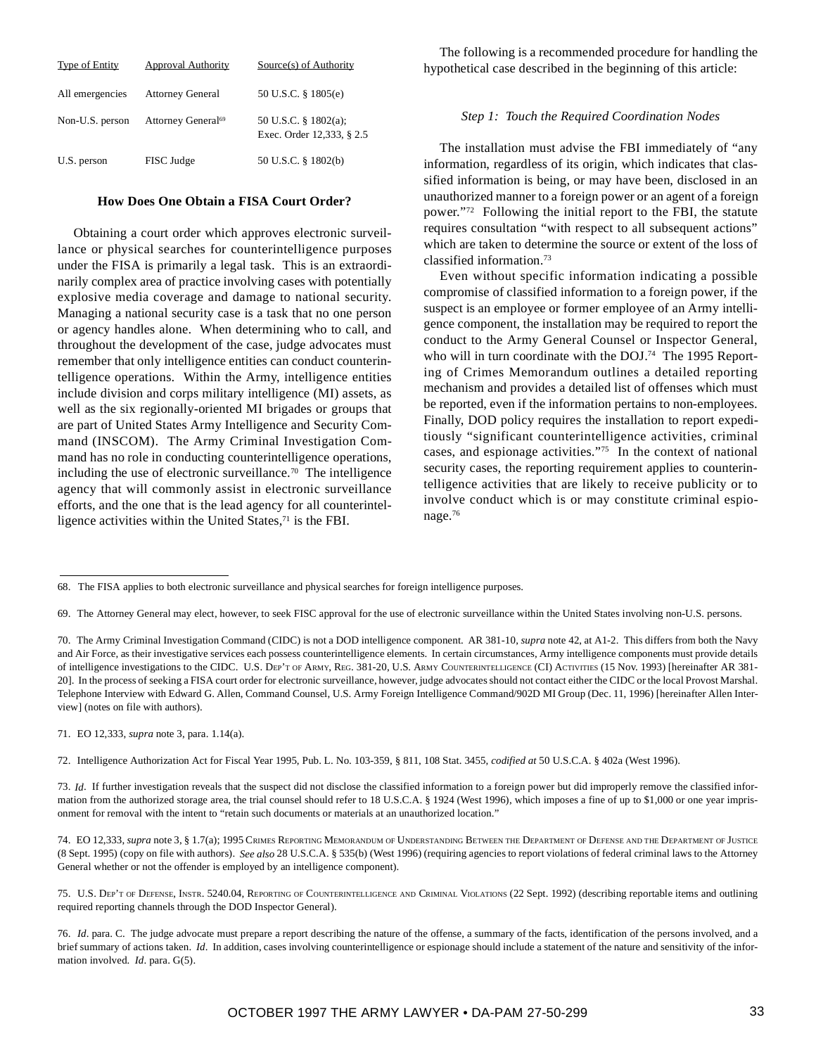| Type of Entity | Approval Authority | Source(s) of Authority |
| --- | --- | --- |
| All emergencies | Attorney General | 50 U.S.C. § 1805(e) |
| Non-U.S. person | Attorney General[69] | 50 U.S.C. § 1802(a); Exec. Order 12,333, § 2.5 |
| U.S. person | FISC Judge | 50 U.S.C. § 1802(b) |

**How Does One Obtain a FISA Court Order?**

Obtaining a court order which approves electronic surveillance or physical searches for counterintelligence purposes under the FISA is primarily a legal task. This is an extraordinarily complex area of practice involving cases with potentially explosive media coverage and damage to national security. Managing a national security case is a task that no one person or agency handles alone. When determining who to call, and throughout the development of the case, judge advocates must remember that only intelligence entities can conduct counterintelligence operations. Within the Army, intelligence entities include division and corps military intelligence (MI) assets, as well as the six regionally-oriented MI brigades or groups that are part of United States Army Intelligence and Security Command (INSCOM). The Army Criminal Investigation Command has no role in conducting counterintelligence operations, including the use of electronic surveillance.[70] The intelligence agency that will commonly assist in electronic surveillance efforts, and the one that is the lead agency for all counterintelligence activities within the United States,[71] is the FBI.

The following is a recommended procedure for handling the hypothetical case described in the beginning of this article:

*Step 1: Touch the Required Coordination Nodes*

The installation must advise the FBI immediately of "any information, regardless of its origin, which indicates that classified information is being, or may have been, disclosed in an unauthorized manner to a foreign power or an agent of a foreign power."[72] Following the initial report to the FBI, the statute requires consultation "with respect to all subsequent actions" which are taken to determine the source or extent of the loss of classified information.[73]

Even without specific information indicating a possible compromise of classified information to a foreign power, if the suspect is an employee or former employee of an Army intelligence component, the installation may be required to report the conduct to the Army General Counsel or Inspector General, who will in turn coordinate with the DOJ.[74] The 1995 Reporting of Crimes Memorandum outlines a detailed reporting mechanism and provides a detailed list of offenses which must be reported, even if the information pertains to non-employees. Finally, DOD policy requires the installation to report expeditiously "significant counterintelligence activities, criminal cases, and espionage activities."[75] In the context of national security cases, the reporting requirement applies to counterintelligence activities that are likely to receive publicity or to involve conduct which is or may constitute criminal espionage.[76]

---

68. The FISA applies to both electronic surveillance and physical searches for foreign intelligence purposes.

69. The Attorney General may elect, however, to seek FISC approval for the use of electronic surveillance within the United States involving non-U.S. persons.

70. The Army Criminal Investigation Command (CIDC) is not a DOD intelligence component. AR 381-10, *supra* note 42, at A1-2. This differs from both the Navy and Air Force, as their investigative services each possess counterintelligence elements. In certain circumstances, Army intelligence components must provide details of intelligence investigations to the CIDC. U.S. Dep't of Army, Reg. 381-20, U.S. Army Counterintelligence (CI) Activities (15 Nov. 1993) [hereinafter AR 381-20]. In the process of seeking a FISA court order for electronic surveillance, however, judge advocates should not contact either the CIDC or the local Provost Marshal. Telephone Interview with Edward G. Allen, Command Counsel, U.S. Army Foreign Intelligence Command/902D MI Group (Dec. 11, 1996) [hereinafter Allen Interview] (notes on file with authors).

71. EO 12,333, *supra* note 3, para. 1.14(a).

72. Intelligence Authorization Act for Fiscal Year 1995, Pub. L. No. 103-359, § 811, 108 Stat. 3455, *codified at* 50 U.S.C.A. § 402a (West 1996).

73. *Id*. If further investigation reveals that the suspect did not disclose the classified information to a foreign power but did improperly remove the classified information from the authorized storage area, the trial counsel should refer to 18 U.S.C.A. § 1924 (West 1996), which imposes a fine of up to $1,000 or one year imprisonment for removal with the intent to "retain such documents or materials at an unauthorized location."

74. EO 12,333, *supra* note 3, § 1.7(a); 1995 Crimes Reporting Memorandum of Understanding Between the Department of Defense and the Department of Justice (8 Sept. 1995) (copy on file with authors). *See also* 28 U.S.C.A. § 535(b) (West 1996) (requiring agencies to report violations of federal criminal laws to the Attorney General whether or not the offender is employed by an intelligence component).

75. U.S. Dep't of Defense, Instr. 5240.04, Reporting of Counterintelligence and Criminal Violations (22 Sept. 1992) (describing reportable items and outlining required reporting channels through the DOD Inspector General).

76. *Id*. para. C. The judge advocate must prepare a report describing the nature of the offense, a summary of the facts, identification of the persons involved, and a brief summary of actions taken. *Id*. In addition, cases involving counterintelligence or espionage should include a statement of the nature and sensitivity of the information involved. *Id*. para. G(5).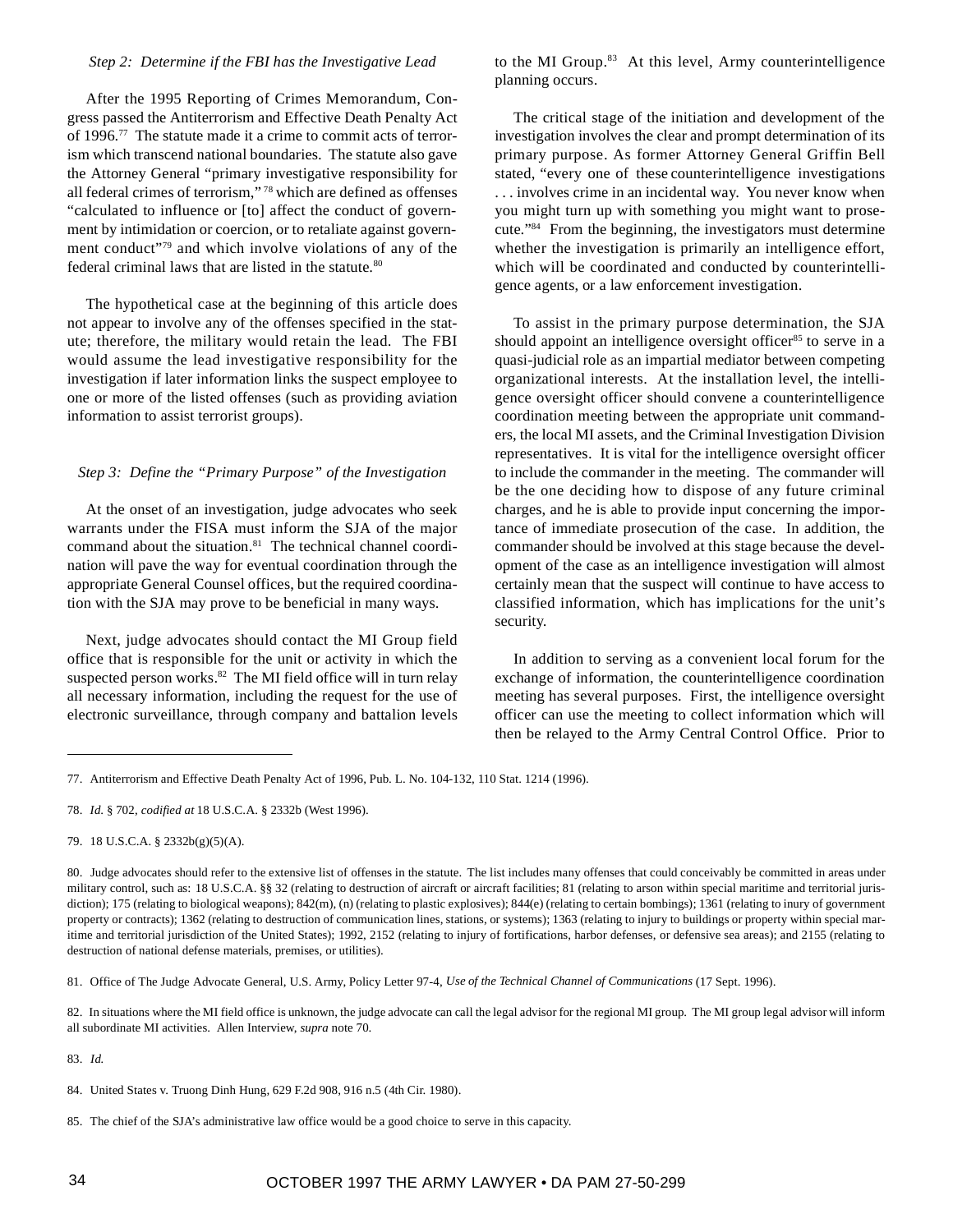*Step 2: Determine if the FBI has the Investigative Lead*

After the 1995 Reporting of Crimes Memorandum, Congress passed the Antiterrorism and Effective Death Penalty Act of 1996.[77] The statute made it a crime to commit acts of terrorism which transcend national boundaries. The statute also gave the Attorney General "primary investigative responsibility for all federal crimes of terrorism,"[78] which are defined as offenses "calculated to influence or [to] affect the conduct of government by intimidation or coercion, or to retaliate against government conduct"[79] and which involve violations of any of the federal criminal laws that are listed in the statute.[80]

The hypothetical case at the beginning of this article does not appear to involve any of the offenses specified in the statute; therefore, the military would retain the lead. The FBI would assume the lead investigative responsibility for the investigation if later information links the suspect employee to one or more of the listed offenses (such as providing aviation information to assist terrorist groups).

*Step 3: Define the "Primary Purpose" of the Investigation*

At the onset of an investigation, judge advocates who seek warrants under the FISA must inform the SJA of the major command about the situation.[81] The technical channel coordination will pave the way for eventual coordination through the appropriate General Counsel offices, but the required coordination with the SJA may prove to be beneficial in many ways.

Next, judge advocates should contact the MI Group field office that is responsible for the unit or activity in which the suspected person works.[82] The MI field office will in turn relay all necessary information, including the request for the use of electronic surveillance, through company and battalion levels to the MI Group.[83] At this level, Army counterintelligence planning occurs.

The critical stage of the initiation and development of the investigation involves the clear and prompt determination of its primary purpose. As former Attorney General Griffin Bell stated, "every one of these counterintelligence investigations . . . involves crime in an incidental way. You never know when you might turn up with something you might want to prosecute."[84] From the beginning, the investigators must determine whether the investigation is primarily an intelligence effort, which will be coordinated and conducted by counterintelligence agents, or a law enforcement investigation.

To assist in the primary purpose determination, the SJA should appoint an intelligence oversight officer[85] to serve in a quasi-judicial role as an impartial mediator between competing organizational interests. At the installation level, the intelligence oversight officer should convene a counterintelligence coordination meeting between the appropriate unit commanders, the local MI assets, and the Criminal Investigation Division representatives. It is vital for the intelligence oversight officer to include the commander in the meeting. The commander will be the one deciding how to dispose of any future criminal charges, and he is able to provide input concerning the importance of immediate prosecution of the case. In addition, the commander should be involved at this stage because the development of the case as an intelligence investigation will almost certainly mean that the suspect will continue to have access to classified information, which has implications for the unit's security.

In addition to serving as a convenient local forum for the exchange of information, the counterintelligence coordination meeting has several purposes. First, the intelligence oversight officer can use the meeting to collect information which will then be relayed to the Army Central Control Office. Prior to

---

77. Antiterrorism and Effective Death Penalty Act of 1996, Pub. L. No. 104-132, 110 Stat. 1214 (1996).

78. *Id.* § 702, *codified at* 18 U.S.C.A. § 2332b (West 1996).

79. 18 U.S.C.A. § 2332b(g)(5)(A).

80. Judge advocates should refer to the extensive list of offenses in the statute. The list includes many offenses that could conceivably be committed in areas under military control, such as: 18 U.S.C.A. §§ 32 (relating to destruction of aircraft or aircraft facilities; 81 (relating to arson within special maritime and territorial jurisdiction); 175 (relating to biological weapons); 842(m), (n) (relating to plastic explosives); 844(e) (relating to certain bombings); 1361 (relating to inury of government property or contracts); 1362 (relating to destruction of communication lines, stations, or systems); 1363 (relating to injury to buildings or property within special maritime and territorial jurisdiction of the United States); 1992, 2152 (relating to injury of fortifications, harbor defenses, or defensive sea areas); and 2155 (relating to destruction of national defense materials, premises, or utilities).

81. Office of The Judge Advocate General, U.S. Army, Policy Letter 97-4, *Use of the Technical Channel of Communications* (17 Sept. 1996).

82. In situations where the MI field office is unknown, the judge advocate can call the legal advisor for the regional MI group. The MI group legal advisor will inform all subordinate MI activities. Allen Interview, *supra* note 70.

83. *Id.*

84. United States v. Truong Dinh Hung, 629 F.2d 908, 916 n.5 (4th Cir. 1980).

85. The chief of the SJA's administrative law office would be a good choice to serve in this capacity.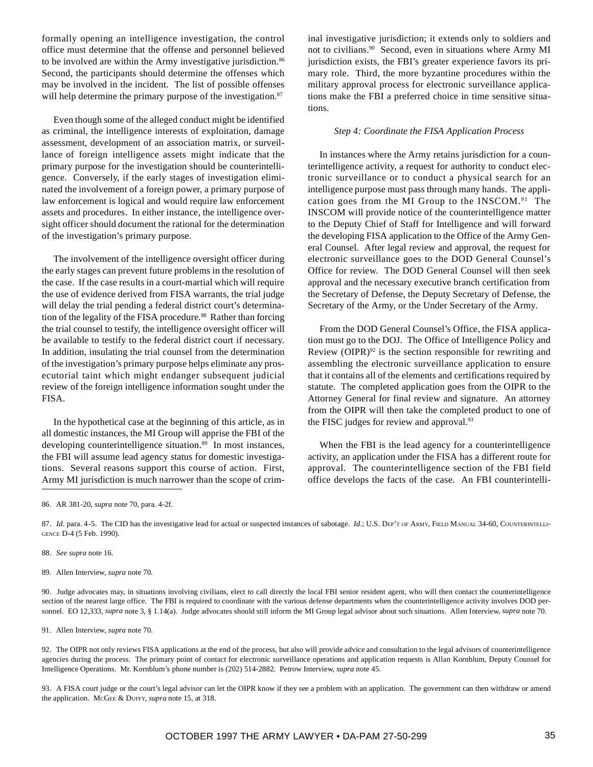formally opening an intelligence investigation, the control office must determine that the offense and personnel believed to be involved are within the Army investigative jurisdiction.[86] Second, the participants should determine the offenses which may be involved in the incident. The list of possible offenses will help determine the primary purpose of the investigation.[87]

Even though some of the alleged conduct might be identified as criminal, the intelligence interests of exploitation, damage assessment, development of an association matrix, or surveillance of foreign intelligence assets might indicate that the primary purpose for the investigation should be counterintelligence. Conversely, if the early stages of investigation eliminated the involvement of a foreign power, a primary purpose of law enforcement is logical and would require law enforcement assets and procedures. In either instance, the intelligence oversight officer should document the rational for the determination of the investigation's primary purpose.

The involvement of the intelligence oversight officer during the early stages can prevent future problems in the resolution of the case. If the case results in a court-martial which will require the use of evidence derived from FISA warrants, the trial judge will delay the trial pending a federal district court's determination of the legality of the FISA procedure.[88] Rather than forcing the trial counsel to testify, the intelligence oversight officer will be available to testify to the federal district court if necessary. In addition, insulating the trial counsel from the determination of the investigation's primary purpose helps eliminate any prosecutorial taint which might endanger subsequent judicial review of the foreign intelligence information sought under the FISA.

In the hypothetical case at the beginning of this article, as in all domestic instances, the MI Group will apprise the FBI of the developing counterintelligence situation.[89] In most instances, the FBI will assume lead agency status for domestic investigations. Several reasons support this course of action. First, Army MI jurisdiction is much narrower than the scope of criminal investigative jurisdiction; it extends only to soldiers and not to civilians.[90] Second, even in situations where Army MI jurisdiction exists, the FBI's greater experience favors its primary role. Third, the more byzantine procedures within the military approval process for electronic surveillance applications make the FBI a preferred choice in time sensitive situations.

*Step 4: Coordinate the FISA Application Process*

In instances where the Army retains jurisdiction for a counterintelligence activity, a request for authority to conduct electronic surveillance or to conduct a physical search for an intelligence purpose must pass through many hands. The application goes from the MI Group to the INSCOM.[91] The INSCOM will provide notice of the counterintelligence matter to the Deputy Chief of Staff for Intelligence and will forward the developing FISA application to the Office of the Army General Counsel. After legal review and approval, the request for electronic surveillance goes to the DOD General Counsel's Office for review. The DOD General Counsel will then seek approval and the necessary executive branch certification from the Secretary of Defense, the Deputy Secretary of Defense, the Secretary of the Army, or the Under Secretary of the Army.

From the DOD General Counsel's Office, the FISA application must go to the DOJ. The Office of Intelligence Policy and Review (OIPR)[92] is the section responsible for rewriting and assembling the electronic surveillance application to ensure that it contains all of the elements and certifications required by statute. The completed application goes from the OIPR to the Attorney General for final review and signature. An attorney from the OIPR will then take the completed product to one of the FISC judges for review and approval.[93]

When the FBI is the lead agency for a counterintelligence activity, an application under the FISA has a different route for approval. The counterintelligence section of the FBI field office develops the facts of the case. An FBI counterintelli-

---

86. AR 381-20, *supra* note 70, para. 4-2f.

87. *Id*. para. 4-5. The CID has the investigative lead for actual or suspected instances of sabotage. *Id*.; U.S. Dep't of Army, Field Manual 34-60, Counterintelligence D-4 (5 Feb. 1990).

88. *See supra* note 16.

89. Allen Interview, *supra* note 70.

90. Judge advocates may, in situations involving civilians, elect to call directly the local FBI senior resident agent, who will then contact the counterintelligence section of the nearest large office. The FBI is required to coordinate with the various defense departments when the counterintelligence activity involves DOD personnel. EO 12,333, *supra* note 3, § 1.14(a). Judge advocates should still inform the MI Group legal advisor about such situations. Allen Interview, *supra* note 70.

91. Allen Interview, *supra* note 70.

92. The OIPR not only reviews FISA applications at the end of the process, but also will provide advice and consultation to the legal advisors of counterintelligence agencies during the process. The primary point of contact for electronic surveillance operations and application requests is Allan Kornblum, Deputy Counsel for Intelligence Operations. Mr. Kornblum's phone number is (202) 514-2882. Petrow Interview, *supra* note 45.

93. A FISA court judge or the court's legal advisor can let the OIPR know if they see a problem with an application. The government can then withdraw or amend the application. McGee & Duffy, *supra* note 15, at 318.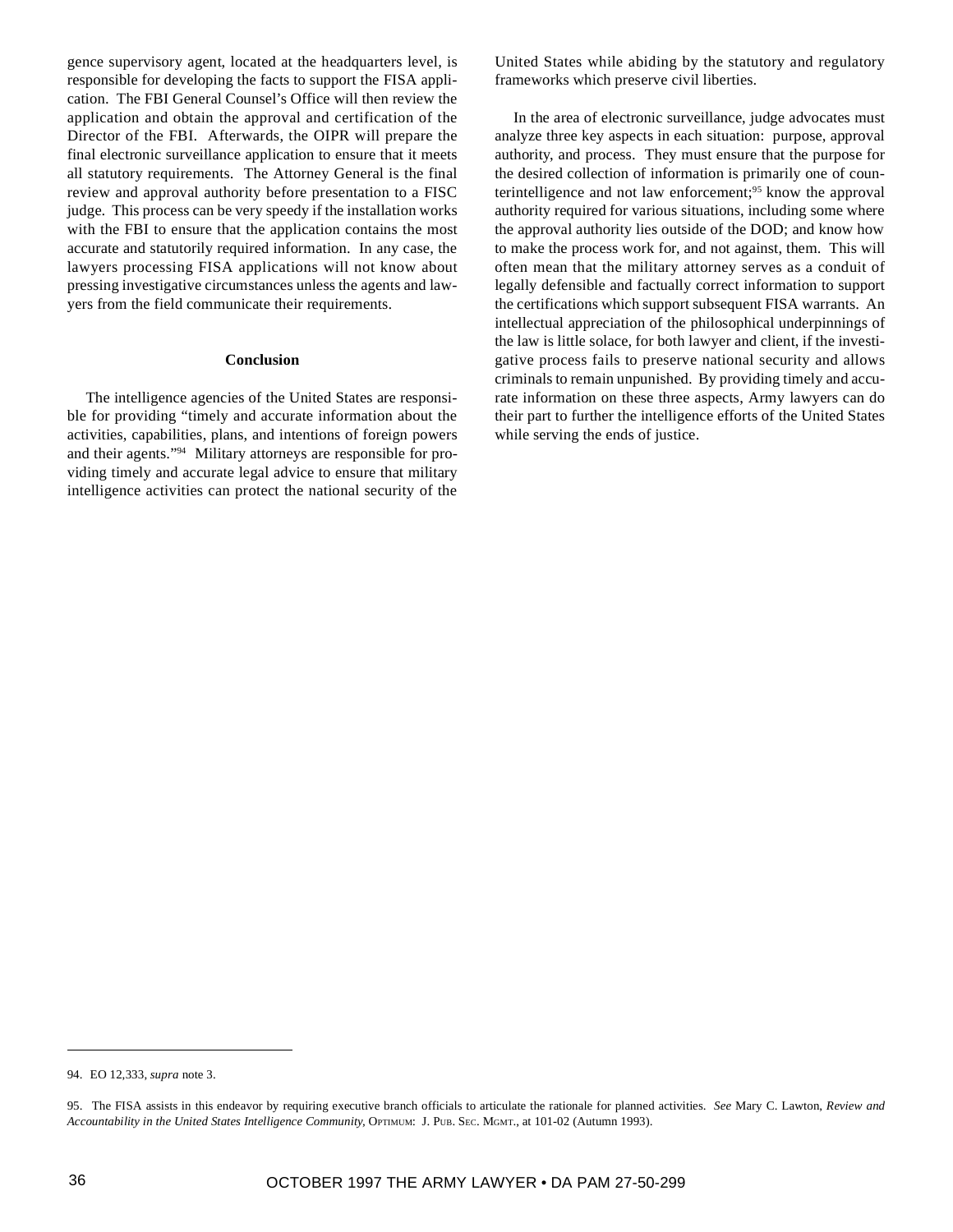gence supervisory agent, located at the headquarters level, is responsible for developing the facts to support the FISA application. The FBI General Counsel's Office will then review the application and obtain the approval and certification of the Director of the FBI. Afterwards, the OIPR will prepare the final electronic surveillance application to ensure that it meets all statutory requirements. The Attorney General is the final review and approval authority before presentation to a FISC judge. This process can be very speedy if the installation works with the FBI to ensure that the application contains the most accurate and statutorily required information. In any case, the lawyers processing FISA applications will not know about pressing investigative circumstances unless the agents and lawyers from the field communicate their requirements.

## Conclusion

The intelligence agencies of the United States are responsible for providing "timely and accurate information about the activities, capabilities, plans, and intentions of foreign powers and their agents."[94] Military attorneys are responsible for providing timely and accurate legal advice to ensure that military intelligence activities can protect the national security of the United States while abiding by the statutory and regulatory frameworks which preserve civil liberties.

In the area of electronic surveillance, judge advocates must analyze three key aspects in each situation: purpose, approval authority, and process. They must ensure that the purpose for the desired collection of information is primarily one of counterintelligence and not law enforcement;[95] know the approval authority required for various situations, including some where the approval authority lies outside of the DOD; and know how to make the process work for, and not against, them. This will often mean that the military attorney serves as a conduit of legally defensible and factually correct information to support the certifications which support subsequent FISA warrants. An intellectual appreciation of the philosophical underpinnings of the law is little solace, for both lawyer and client, if the investigative process fails to preserve national security and allows criminals to remain unpunished. By providing timely and accurate information on these three aspects, Army lawyers can do their part to further the intelligence efforts of the United States while serving the ends of justice.

---

94. EO 12,333, *supra* note 3.

95. The FISA assists in this endeavor by requiring executive branch officials to articulate the rationale for planned activities. *See* Mary C. Lawton, *Review and Accountability in the United States Intelligence Community*, OPTIMUM: J. PUB. SEC. MGMT., at 101-02 (Autumn 1993).